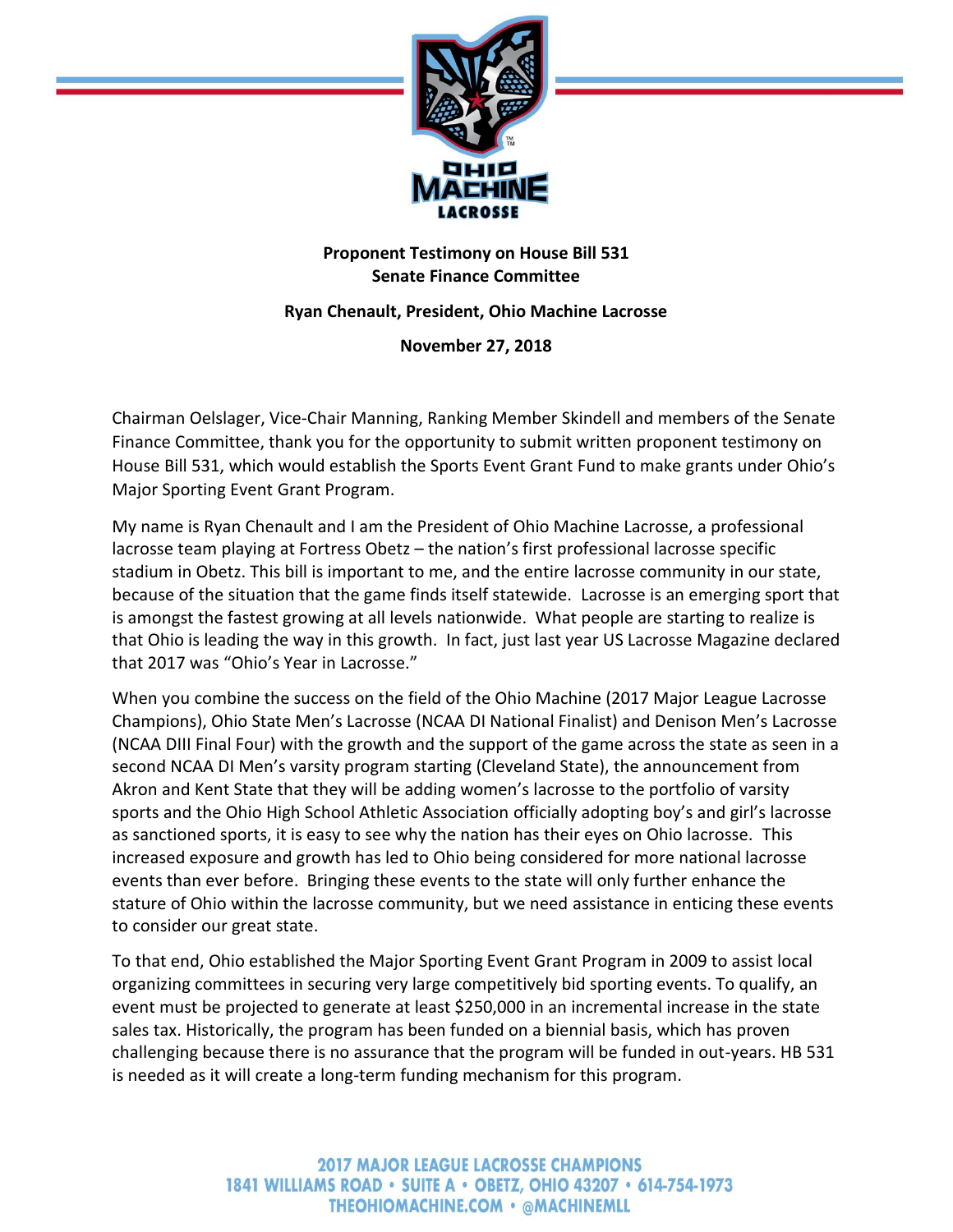**Proponent Testimony on House Bill 531**
**Senate Finance Committee**

**Ryan Chenault, President, Ohio Machine Lacrosse**

**November 27, 2018**

Chairman Oelslager, Vice-Chair Manning, Ranking Member Skindell and members of the Senate Finance Committee, thank you for the opportunity to submit written proponent testimony on House Bill 531, which would establish the Sports Event Grant Fund to make grants under Ohio's Major Sporting Event Grant Program.

My name is Ryan Chenault and I am the President of Ohio Machine Lacrosse, a professional lacrosse team playing at Fortress Obetz – the nation's first professional lacrosse specific stadium in Obetz. This bill is important to me, and the entire lacrosse community in our state, because of the situation that the game finds itself statewide. Lacrosse is an emerging sport that is amongst the fastest growing at all levels nationwide. What people are starting to realize is that Ohio is leading the way in this growth. In fact, just last year US Lacrosse Magazine declared that 2017 was "Ohio's Year in Lacrosse."

When you combine the success on the field of the Ohio Machine (2017 Major League Lacrosse Champions), Ohio State Men's Lacrosse (NCAA DI National Finalist) and Denison Men's Lacrosse (NCAA DIII Final Four) with the growth and the support of the game across the state as seen in a second NCAA DI Men's varsity program starting (Cleveland State), the announcement from Akron and Kent State that they will be adding women's lacrosse to the portfolio of varsity sports and the Ohio High School Athletic Association officially adopting boy's and girl's lacrosse as sanctioned sports, it is easy to see why the nation has their eyes on Ohio lacrosse. This increased exposure and growth has led to Ohio being considered for more national lacrosse events than ever before. Bringing these events to the state will only further enhance the stature of Ohio within the lacrosse community, but we need assistance in enticing these events to consider our great state.

To that end, Ohio established the Major Sporting Event Grant Program in 2009 to assist local organizing committees in securing very large competitively bid sporting events. To qualify, an event must be projected to generate at least $250,000 in an incremental increase in the state sales tax. Historically, the program has been funded on a biennial basis, which has proven challenging because there is no assurance that the program will be funded in out-years. HB 531 is needed as it will create a long-term funding mechanism for this program.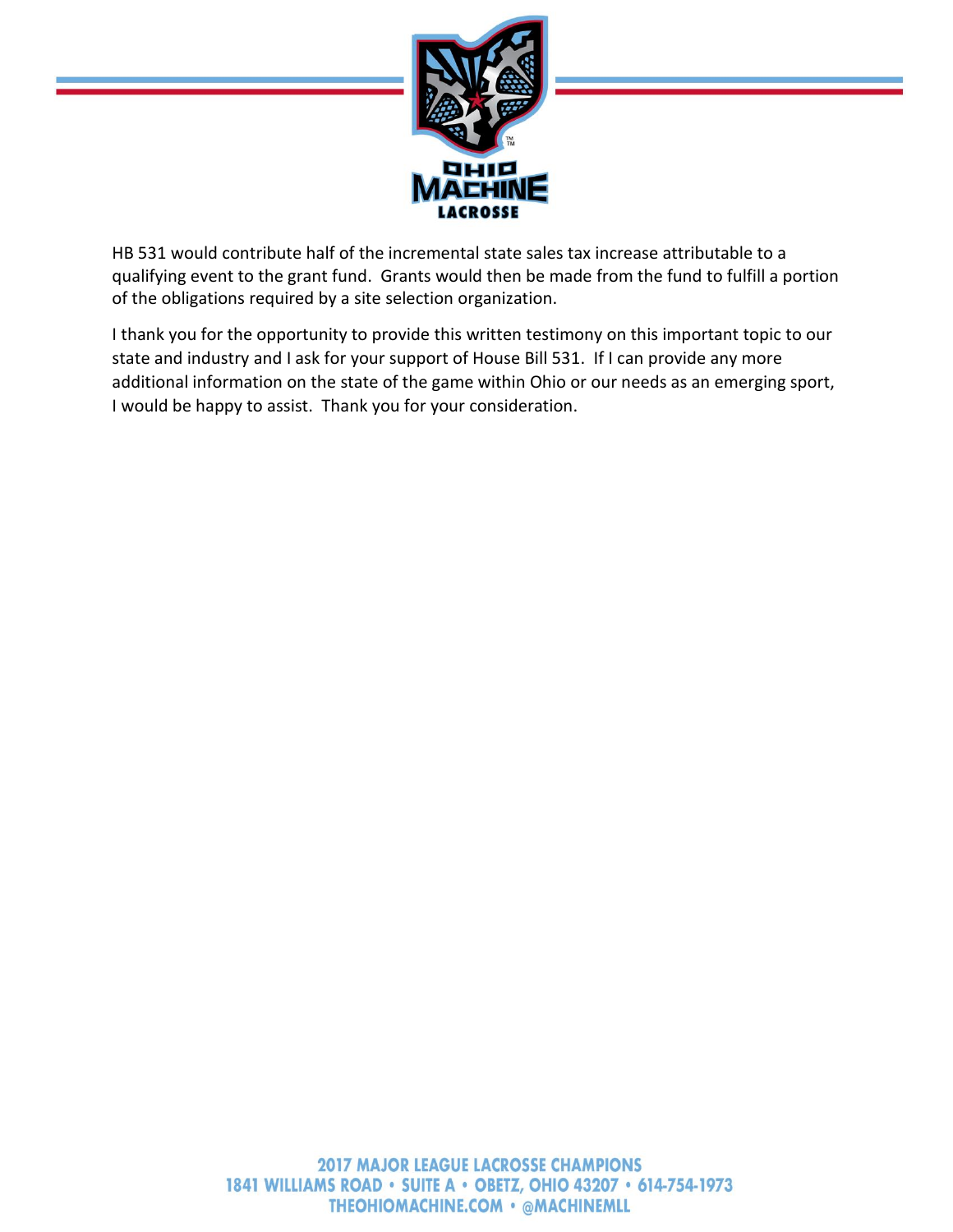HB 531 would contribute half of the incremental state sales tax increase attributable to a qualifying event to the grant fund. Grants would then be made from the fund to fulfill a portion of the obligations required by a site selection organization.

I thank you for the opportunity to provide this written testimony on this important topic to our state and industry and I ask for your support of House Bill 531. If I can provide any more additional information on the state of the game within Ohio or our needs as an emerging sport, I would be happy to assist. Thank you for your consideration.